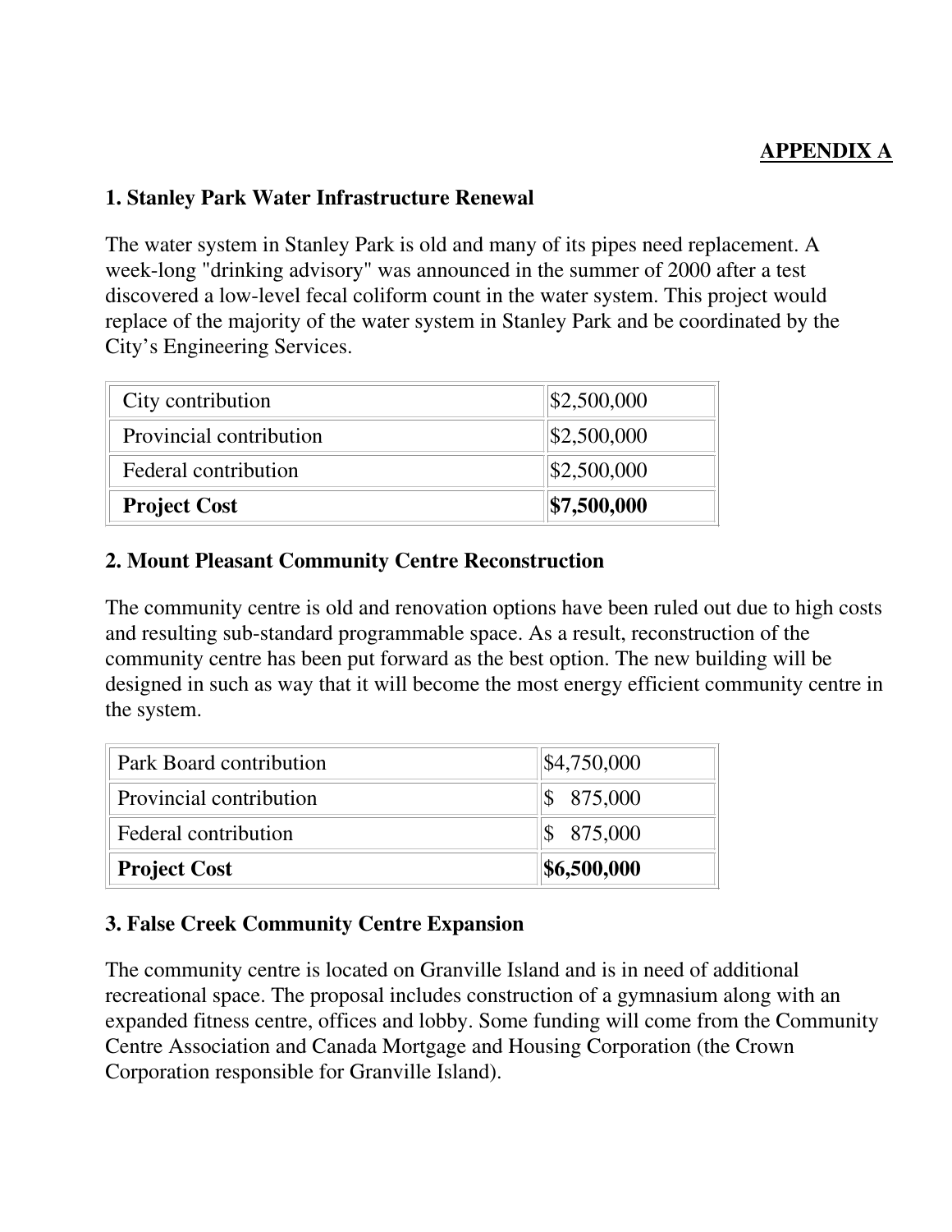**APPENDIX A**

### 1. Stanley Park Water Infrastructure Renewal

The water system in Stanley Park is old and many of its pipes need replacement. A week-long "drinking advisory" was announced in the summer of 2000 after a test discovered a low-level fecal coliform count in the water system. This project would replace of the majority of the water system in Stanley Park and be coordinated by the City's Engineering Services.

| | |
|---|---|
| City contribution | $2,500,000 |
| Provincial contribution | $2,500,000 |
| Federal contribution | $2,500,000 |
| **Project Cost** | **$7,500,000** |

### 2. Mount Pleasant Community Centre Reconstruction

The community centre is old and renovation options have been ruled out due to high costs and resulting sub-standard programmable space. As a result, reconstruction of the community centre has been put forward as the best option. The new building will be designed in such as way that it will become the most energy efficient community centre in the system.

| | |
|---|---|
| Park Board contribution | $4,750,000 |
| Provincial contribution | $ 875,000 |
| Federal contribution | $ 875,000 |
| **Project Cost** | **$6,500,000** |

### 3. False Creek Community Centre Expansion

The community centre is located on Granville Island and is in need of additional recreational space. The proposal includes construction of a gymnasium along with an expanded fitness centre, offices and lobby. Some funding will come from the Community Centre Association and Canada Mortgage and Housing Corporation (the Crown Corporation responsible for Granville Island).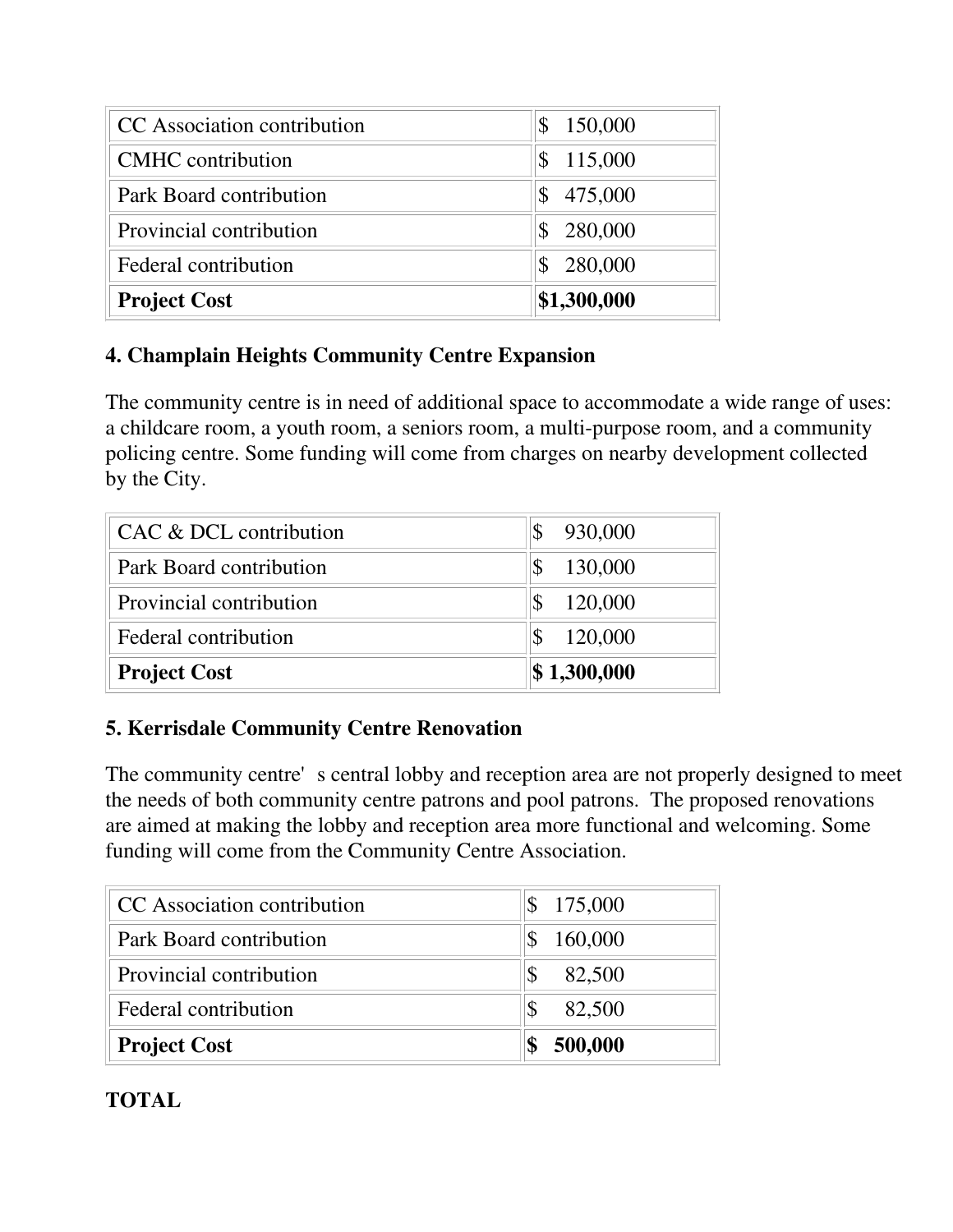| CC Association contribution | $ 150,000 |
|---|---|
| CMHC contribution | $ 115,000 |
| Park Board contribution | $ 475,000 |
| Provincial contribution | $ 280,000 |
| Federal contribution | $ 280,000 |
| **Project Cost** | **$1,300,000** |

### 4. Champlain Heights Community Centre Expansion

The community centre is in need of additional space to accommodate a wide range of uses: a childcare room, a youth room, a seniors room, a multi-purpose room, and a community policing centre. Some funding will come from charges on nearby development collected by the City.

| CAC & DCL contribution | $ 930,000 |
|---|---|
| Park Board contribution | $ 130,000 |
| Provincial contribution | $ 120,000 |
| Federal contribution | $ 120,000 |
| **Project Cost** | **$ 1,300,000** |

### 5. Kerrisdale Community Centre Renovation

The community centre' s central lobby and reception area are not properly designed to meet the needs of both community centre patrons and pool patrons. The proposed renovations are aimed at making the lobby and reception area more functional and welcoming. Some funding will come from the Community Centre Association.

| CC Association contribution | $ 175,000 |
|---|---|
| Park Board contribution | $ 160,000 |
| Provincial contribution | $ 82,500 |
| Federal contribution | $ 82,500 |
| **Project Cost** | **$ 500,000** |

**TOTAL**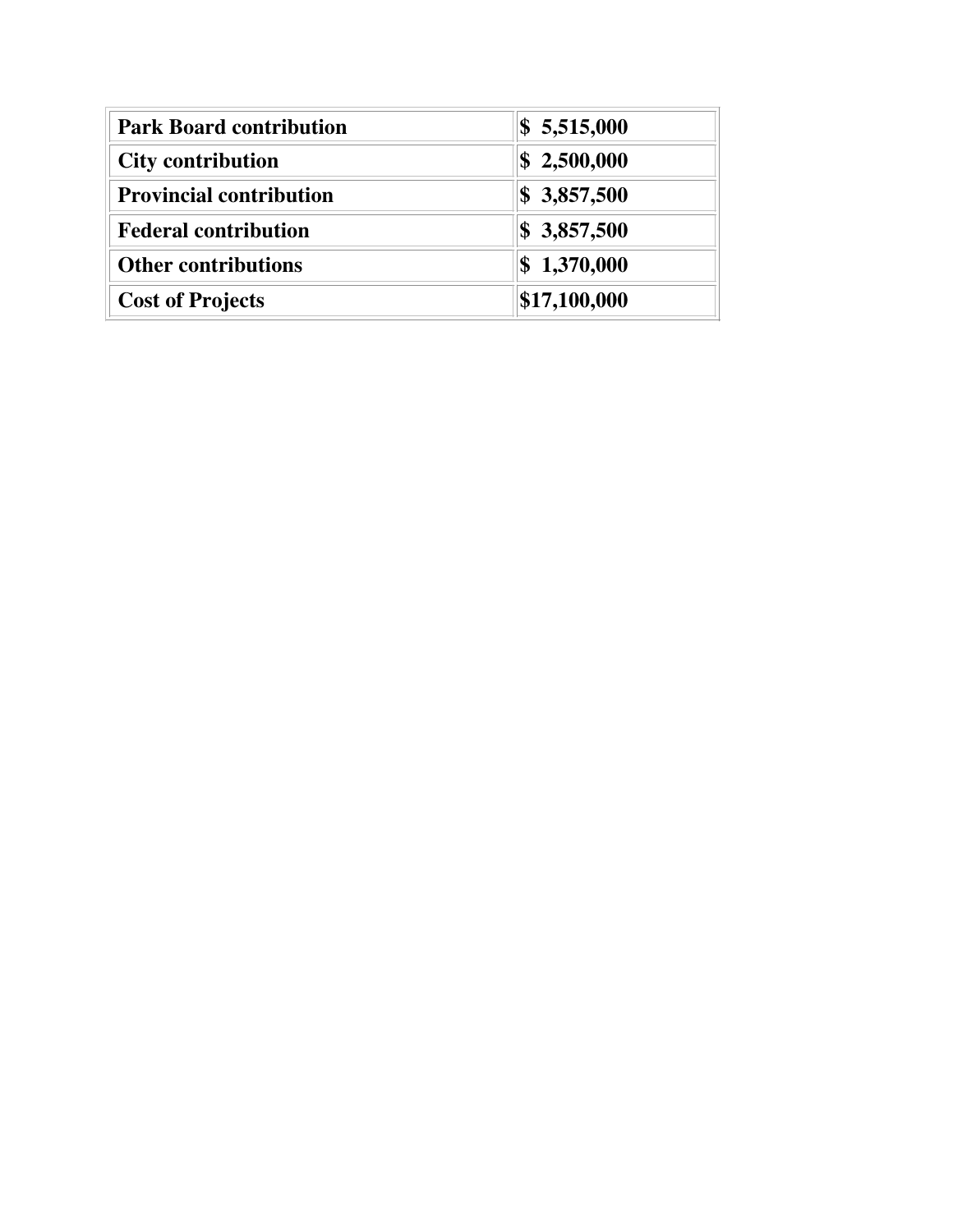| | |
|---|---|
| **Park Board contribution** | **$ 5,515,000** |
| **City contribution** | **$ 2,500,000** |
| **Provincial contribution** | **$ 3,857,500** |
| **Federal contribution** | **$ 3,857,500** |
| **Other contributions** | **$ 1,370,000** |
| **Cost of Projects** | **$17,100,000** |